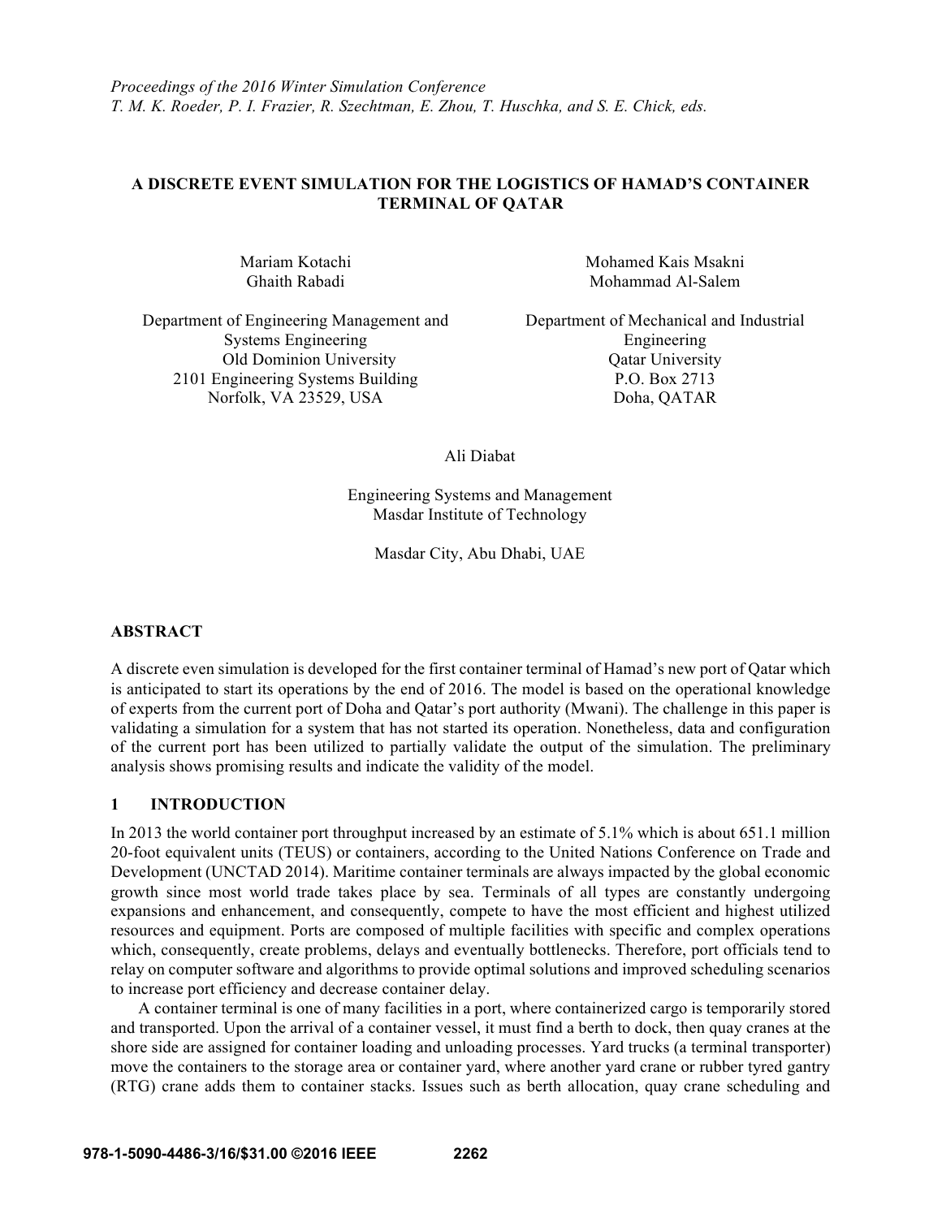*Proceedings of the 2016 Winter Simulation Conference*
*T. M. K. Roeder, P. I. Frazier, R. Szechtman, E. Zhou, T. Huschka, and S. E. Chick, eds.*

# A DISCRETE EVENT SIMULATION FOR THE LOGISTICS OF HAMAD'S CONTAINER TERMINAL OF QATAR

Mariam Kotachi
Ghaith Rabadi

Department of Engineering Management and Systems Engineering
Old Dominion University
2101 Engineering Systems Building
Norfolk, VA 23529, USA

Mohamed Kais Msakni
Mohammad Al-Salem

Department of Mechanical and Industrial Engineering
Qatar University
P.O. Box 2713
Doha, QATAR

Ali Diabat

Engineering Systems and Management
Masdar Institute of Technology

Masdar City, Abu Dhabi, UAE

## ABSTRACT

A discrete even simulation is developed for the first container terminal of Hamad's new port of Qatar which is anticipated to start its operations by the end of 2016. The model is based on the operational knowledge of experts from the current port of Doha and Qatar's port authority (Mwani). The challenge in this paper is validating a simulation for a system that has not started its operation. Nonetheless, data and configuration of the current port has been utilized to partially validate the output of the simulation. The preliminary analysis shows promising results and indicate the validity of the model.

## 1 INTRODUCTION

In 2013 the world container port throughput increased by an estimate of 5.1% which is about 651.1 million 20-foot equivalent units (TEUS) or containers, according to the United Nations Conference on Trade and Development (UNCTAD 2014). Maritime container terminals are always impacted by the global economic growth since most world trade takes place by sea. Terminals of all types are constantly undergoing expansions and enhancement, and consequently, compete to have the most efficient and highest utilized resources and equipment. Ports are composed of multiple facilities with specific and complex operations which, consequently, create problems, delays and eventually bottlenecks. Therefore, port officials tend to relay on computer software and algorithms to provide optimal solutions and improved scheduling scenarios to increase port efficiency and decrease container delay.

A container terminal is one of many facilities in a port, where containerized cargo is temporarily stored and transported. Upon the arrival of a container vessel, it must find a berth to dock, then quay cranes at the shore side are assigned for container loading and unloading processes. Yard trucks (a terminal transporter) move the containers to the storage area or container yard, where another yard crane or rubber tyred gantry (RTG) crane adds them to container stacks. Issues such as berth allocation, quay crane scheduling and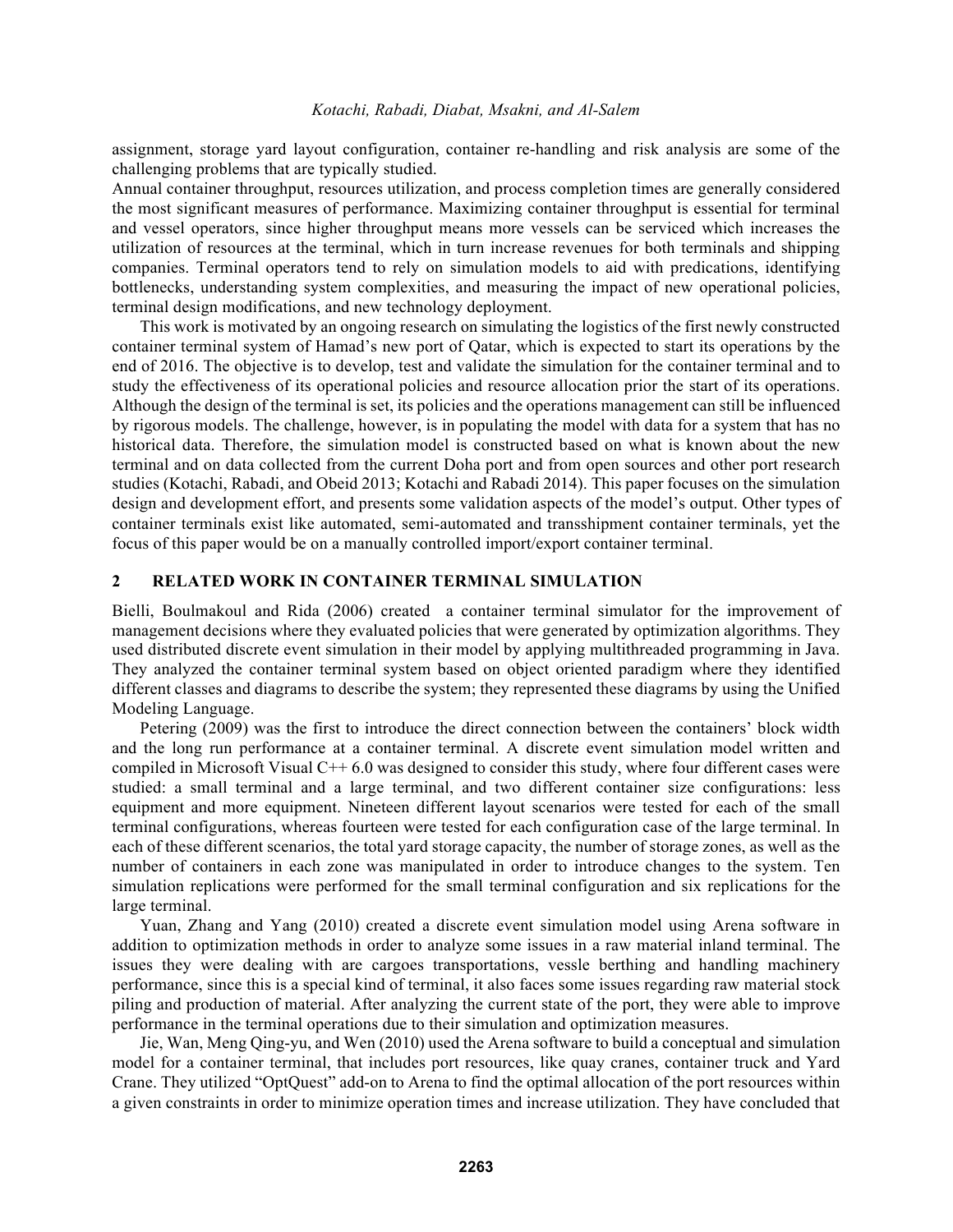assignment, storage yard layout configuration, container re-handling and risk analysis are some of the challenging problems that are typically studied.

Annual container throughput, resources utilization, and process completion times are generally considered the most significant measures of performance. Maximizing container throughput is essential for terminal and vessel operators, since higher throughput means more vessels can be serviced which increases the utilization of resources at the terminal, which in turn increase revenues for both terminals and shipping companies. Terminal operators tend to rely on simulation models to aid with predications, identifying bottlenecks, understanding system complexities, and measuring the impact of new operational policies, terminal design modifications, and new technology deployment.

This work is motivated by an ongoing research on simulating the logistics of the first newly constructed container terminal system of Hamad's new port of Qatar, which is expected to start its operations by the end of 2016. The objective is to develop, test and validate the simulation for the container terminal and to study the effectiveness of its operational policies and resource allocation prior the start of its operations. Although the design of the terminal is set, its policies and the operations management can still be influenced by rigorous models. The challenge, however, is in populating the model with data for a system that has no historical data. Therefore, the simulation model is constructed based on what is known about the new terminal and on data collected from the current Doha port and from open sources and other port research studies (Kotachi, Rabadi, and Obeid 2013; Kotachi and Rabadi 2014). This paper focuses on the simulation design and development effort, and presents some validation aspects of the model's output. Other types of container terminals exist like automated, semi-automated and transshipment container terminals, yet the focus of this paper would be on a manually controlled import/export container terminal.

## 2 RELATED WORK IN CONTAINER TERMINAL SIMULATION

Bielli, Boulmakoul and Rida (2006) created a container terminal simulator for the improvement of management decisions where they evaluated policies that were generated by optimization algorithms. They used distributed discrete event simulation in their model by applying multithreaded programming in Java. They analyzed the container terminal system based on object oriented paradigm where they identified different classes and diagrams to describe the system; they represented these diagrams by using the Unified Modeling Language.

Petering (2009) was the first to introduce the direct connection between the containers' block width and the long run performance at a container terminal. A discrete event simulation model written and compiled in Microsoft Visual C++ 6.0 was designed to consider this study, where four different cases were studied: a small terminal and a large terminal, and two different container size configurations: less equipment and more equipment. Nineteen different layout scenarios were tested for each of the small terminal configurations, whereas fourteen were tested for each configuration case of the large terminal. In each of these different scenarios, the total yard storage capacity, the number of storage zones, as well as the number of containers in each zone was manipulated in order to introduce changes to the system. Ten simulation replications were performed for the small terminal configuration and six replications for the large terminal.

Yuan, Zhang and Yang (2010) created a discrete event simulation model using Arena software in addition to optimization methods in order to analyze some issues in a raw material inland terminal. The issues they were dealing with are cargoes transportations, vessle berthing and handling machinery performance, since this is a special kind of terminal, it also faces some issues regarding raw material stock piling and production of material. After analyzing the current state of the port, they were able to improve performance in the terminal operations due to their simulation and optimization measures.

Jie, Wan, Meng Qing-yu, and Wen (2010) used the Arena software to build a conceptual and simulation model for a container terminal, that includes port resources, like quay cranes, container truck and Yard Crane. They utilized "OptQuest" add-on to Arena to find the optimal allocation of the port resources within a given constraints in order to minimize operation times and increase utilization. They have concluded that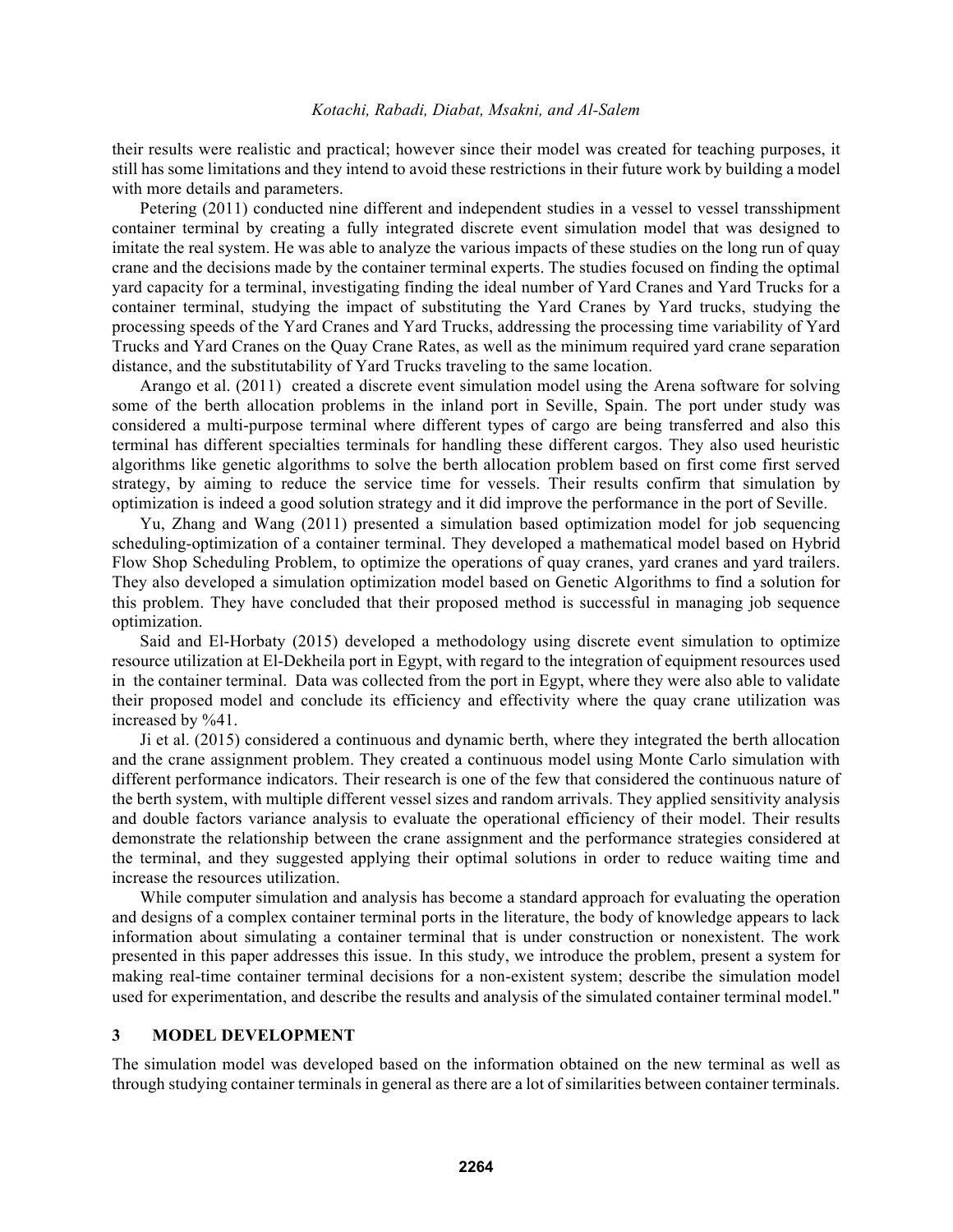their results were realistic and practical; however since their model was created for teaching purposes, it still has some limitations and they intend to avoid these restrictions in their future work by building a model with more details and parameters.

Petering (2011) conducted nine different and independent studies in a vessel to vessel transshipment container terminal by creating a fully integrated discrete event simulation model that was designed to imitate the real system. He was able to analyze the various impacts of these studies on the long run of quay crane and the decisions made by the container terminal experts. The studies focused on finding the optimal yard capacity for a terminal, investigating finding the ideal number of Yard Cranes and Yard Trucks for a container terminal, studying the impact of substituting the Yard Cranes by Yard trucks, studying the processing speeds of the Yard Cranes and Yard Trucks, addressing the processing time variability of Yard Trucks and Yard Cranes on the Quay Crane Rates, as well as the minimum required yard crane separation distance, and the substitutability of Yard Trucks traveling to the same location.

Arango et al. (2011) created a discrete event simulation model using the Arena software for solving some of the berth allocation problems in the inland port in Seville, Spain. The port under study was considered a multi-purpose terminal where different types of cargo are being transferred and also this terminal has different specialties terminals for handling these different cargos. They also used heuristic algorithms like genetic algorithms to solve the berth allocation problem based on first come first served strategy, by aiming to reduce the service time for vessels. Their results confirm that simulation by optimization is indeed a good solution strategy and it did improve the performance in the port of Seville.

Yu, Zhang and Wang (2011) presented a simulation based optimization model for job sequencing scheduling-optimization of a container terminal. They developed a mathematical model based on Hybrid Flow Shop Scheduling Problem, to optimize the operations of quay cranes, yard cranes and yard trailers. They also developed a simulation optimization model based on Genetic Algorithms to find a solution for this problem. They have concluded that their proposed method is successful in managing job sequence optimization.

Said and El-Horbaty (2015) developed a methodology using discrete event simulation to optimize resource utilization at El-Dekheila port in Egypt, with regard to the integration of equipment resources used in the container terminal. Data was collected from the port in Egypt, where they were also able to validate their proposed model and conclude its efficiency and effectivity where the quay crane utilization was increased by %41.

Ji et al. (2015) considered a continuous and dynamic berth, where they integrated the berth allocation and the crane assignment problem. They created a continuous model using Monte Carlo simulation with different performance indicators. Their research is one of the few that considered the continuous nature of the berth system, with multiple different vessel sizes and random arrivals. They applied sensitivity analysis and double factors variance analysis to evaluate the operational efficiency of their model. Their results demonstrate the relationship between the crane assignment and the performance strategies considered at the terminal, and they suggested applying their optimal solutions in order to reduce waiting time and increase the resources utilization.

While computer simulation and analysis has become a standard approach for evaluating the operation and designs of a complex container terminal ports in the literature, the body of knowledge appears to lack information about simulating a container terminal that is under construction or nonexistent. The work presented in this paper addresses this issue. In this study, we introduce the problem, present a system for making real-time container terminal decisions for a non-existent system; describe the simulation model used for experimentation, and describe the results and analysis of the simulated container terminal model."

## 3 MODEL DEVELOPMENT

The simulation model was developed based on the information obtained on the new terminal as well as through studying container terminals in general as there are a lot of similarities between container terminals.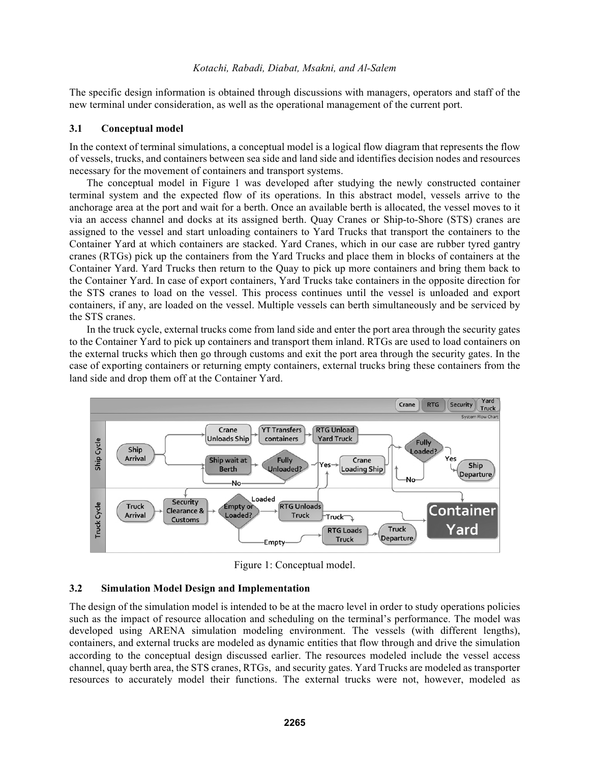The specific design information is obtained through discussions with managers, operators and staff of the new terminal under consideration, as well as the operational management of the current port.

### 3.1 Conceptual model

In the context of terminal simulations, a conceptual model is a logical flow diagram that represents the flow of vessels, trucks, and containers between sea side and land side and identifies decision nodes and resources necessary for the movement of containers and transport systems.

The conceptual model in Figure 1 was developed after studying the newly constructed container terminal system and the expected flow of its operations. In this abstract model, vessels arrive to the anchorage area at the port and wait for a berth. Once an available berth is allocated, the vessel moves to it via an access channel and docks at its assigned berth. Quay Cranes or Ship-to-Shore (STS) cranes are assigned to the vessel and start unloading containers to Yard Trucks that transport the containers to the Container Yard at which containers are stacked. Yard Cranes, which in our case are rubber tyred gantry cranes (RTGs) pick up the containers from the Yard Trucks and place them in blocks of containers at the Container Yard. Yard Trucks then return to the Quay to pick up more containers and bring them back to the Container Yard. In case of export containers, Yard Trucks take containers in the opposite direction for the STS cranes to load on the vessel. This process continues until the vessel is unloaded and export containers, if any, are loaded on the vessel. Multiple vessels can berth simultaneously and be serviced by the STS cranes.

In the truck cycle, external trucks come from land side and enter the port area through the security gates to the Container Yard to pick up containers and transport them inland. RTGs are used to load containers on the external trucks which then go through customs and exit the port area through the security gates. In the case of exporting containers or returning empty containers, external trucks bring these containers from the land side and drop them off at the Container Yard.

Crane
RTG
Security
Yard Truck
System Flow Chart
Ship Cycle
Ship Arrival
Crane Unloads Ship
YT Transfers containers
RTG Unload Yard Truck
Ship wait at Berth
Fully Unloaded?
No
Yes
Crane Loading Ship
Fully Loaded?
Yes
No
Ship Departure
Truck Cycle
Truck Arrival
Security Clearance & Customs
Empty or Loaded?
Loaded
RTG Unloads Truck
Truck
Empty
RTG Loads Truck
Truck Departure
Container Yard

Figure 1: Conceptual model.

### 3.2 Simulation Model Design and Implementation

The design of the simulation model is intended to be at the macro level in order to study operations policies such as the impact of resource allocation and scheduling on the terminal's performance. The model was developed using ARENA simulation modeling environment. The vessels (with different lengths), containers, and external trucks are modeled as dynamic entities that flow through and drive the simulation according to the conceptual design discussed earlier. The resources modeled include the vessel access channel, quay berth area, the STS cranes, RTGs, and security gates. Yard Trucks are modeled as transporter resources to accurately model their functions. The external trucks were not, however, modeled as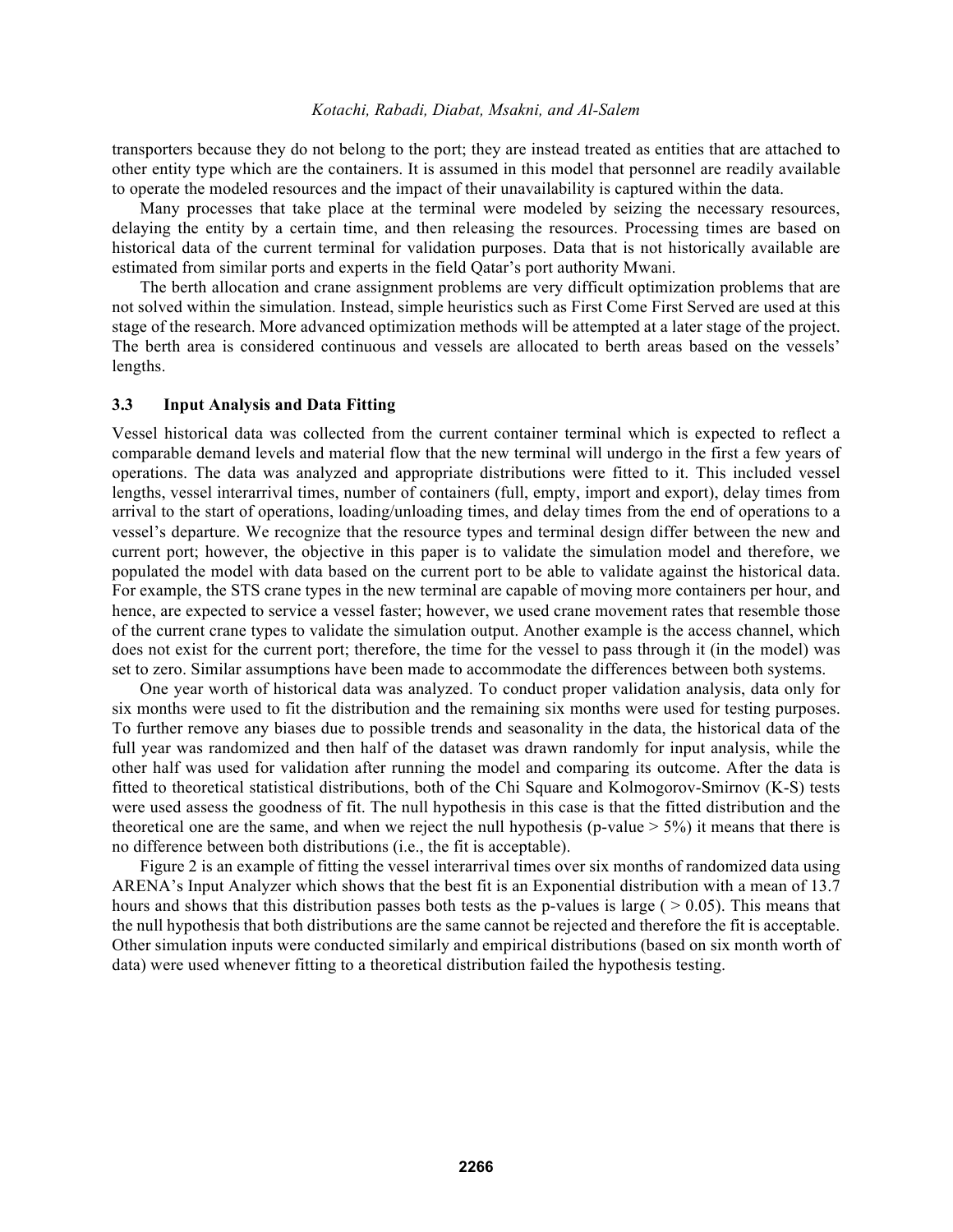transporters because they do not belong to the port; they are instead treated as entities that are attached to other entity type which are the containers. It is assumed in this model that personnel are readily available to operate the modeled resources and the impact of their unavailability is captured within the data.

Many processes that take place at the terminal were modeled by seizing the necessary resources, delaying the entity by a certain time, and then releasing the resources. Processing times are based on historical data of the current terminal for validation purposes. Data that is not historically available are estimated from similar ports and experts in the field Qatar's port authority Mwani.

The berth allocation and crane assignment problems are very difficult optimization problems that are not solved within the simulation. Instead, simple heuristics such as First Come First Served are used at this stage of the research. More advanced optimization methods will be attempted at a later stage of the project. The berth area is considered continuous and vessels are allocated to berth areas based on the vessels' lengths.

### 3.3 Input Analysis and Data Fitting

Vessel historical data was collected from the current container terminal which is expected to reflect a comparable demand levels and material flow that the new terminal will undergo in the first a few years of operations. The data was analyzed and appropriate distributions were fitted to it. This included vessel lengths, vessel interarrival times, number of containers (full, empty, import and export), delay times from arrival to the start of operations, loading/unloading times, and delay times from the end of operations to a vessel's departure. We recognize that the resource types and terminal design differ between the new and current port; however, the objective in this paper is to validate the simulation model and therefore, we populated the model with data based on the current port to be able to validate against the historical data. For example, the STS crane types in the new terminal are capable of moving more containers per hour, and hence, are expected to service a vessel faster; however, we used crane movement rates that resemble those of the current crane types to validate the simulation output. Another example is the access channel, which does not exist for the current port; therefore, the time for the vessel to pass through it (in the model) was set to zero. Similar assumptions have been made to accommodate the differences between both systems.

One year worth of historical data was analyzed. To conduct proper validation analysis, data only for six months were used to fit the distribution and the remaining six months were used for testing purposes. To further remove any biases due to possible trends and seasonality in the data, the historical data of the full year was randomized and then half of the dataset was drawn randomly for input analysis, while the other half was used for validation after running the model and comparing its outcome. After the data is fitted to theoretical statistical distributions, both of the Chi Square and Kolmogorov-Smirnov (K-S) tests were used assess the goodness of fit. The null hypothesis in this case is that the fitted distribution and the theoretical one are the same, and when we reject the null hypothesis (p-value > 5%) it means that there is no difference between both distributions (i.e., the fit is acceptable).

Figure 2 is an example of fitting the vessel interarrival times over six months of randomized data using ARENA's Input Analyzer which shows that the best fit is an Exponential distribution with a mean of 13.7 hours and shows that this distribution passes both tests as the p-values is large ( > 0.05). This means that the null hypothesis that both distributions are the same cannot be rejected and therefore the fit is acceptable. Other simulation inputs were conducted similarly and empirical distributions (based on six month worth of data) were used whenever fitting to a theoretical distribution failed the hypothesis testing.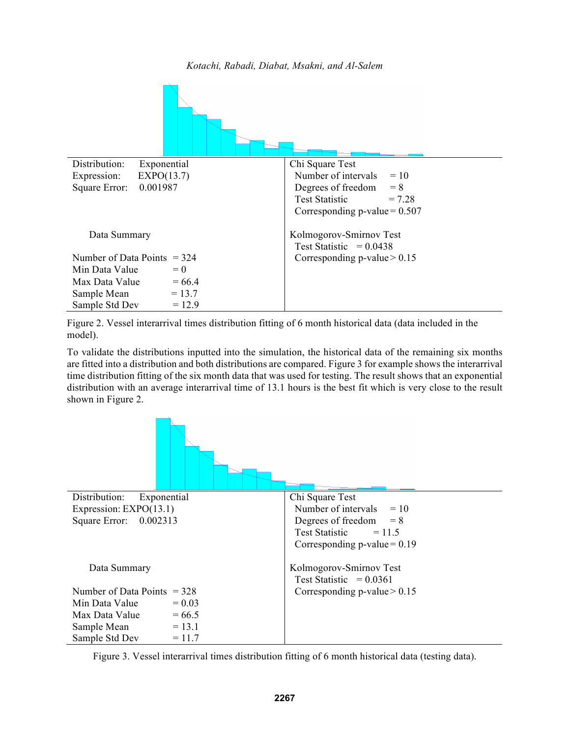| Distribution: Exponential | Chi Square Test |
| --- | --- |
| Expression: EXPO(13.7) | Number of intervals = 10 |
| Square Error: 0.001987 | Degrees of freedom = 8 |
| | Test Statistic = 7.28 |
| | Corresponding p-value = 0.507 |
| Data Summary | Kolmogorov-Smirnov Test |
| | Test Statistic = 0.0438 |
| Number of Data Points = 324 | Corresponding p-value > 0.15 |
| Min Data Value = 0 | |
| Max Data Value = 66.4 | |
| Sample Mean = 13.7 | |
| Sample Std Dev = 12.9 | |

Figure 2. Vessel interarrival times distribution fitting of 6 month historical data (data included in the model).

To validate the distributions inputted into the simulation, the historical data of the remaining six months are fitted into a distribution and both distributions are compared. Figure 3 for example shows the interarrival time distribution fitting of the six month data that was used for testing. The result shows that an exponential distribution with an average interarrival time of 13.1 hours is the best fit which is very close to the result shown in Figure 2.

| Distribution: Exponential | Chi Square Test |
| --- | --- |
| Expression: EXPO(13.1) | Number of intervals = 10 |
| Square Error: 0.002313 | Degrees of freedom = 8 |
| | Test Statistic = 11.5 |
| | Corresponding p-value = 0.19 |
| Data Summary | Kolmogorov-Smirnov Test |
| | Test Statistic = 0.0361 |
| Number of Data Points = 328 | Corresponding p-value > 0.15 |
| Min Data Value = 0.03 | |
| Max Data Value = 66.5 | |
| Sample Mean = 13.1 | |
| Sample Std Dev = 11.7 | |

Figure 3. Vessel interarrival times distribution fitting of 6 month historical data (testing data).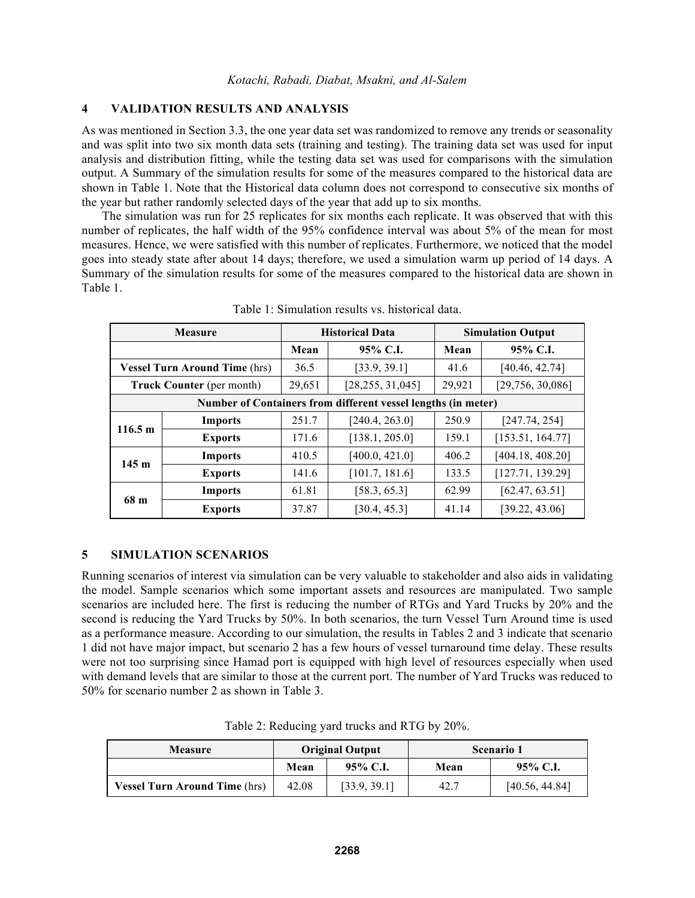## 4 VALIDATION RESULTS AND ANALYSIS

As was mentioned in Section 3.3, the one year data set was randomized to remove any trends or seasonality and was split into two six month data sets (training and testing). The training data set was used for input analysis and distribution fitting, while the testing data set was used for comparisons with the simulation output. A Summary of the simulation results for some of the measures compared to the historical data are shown in Table 1. Note that the Historical data column does not correspond to consecutive six months of the year but rather randomly selected days of the year that add up to six months.

The simulation was run for 25 replicates for six months each replicate. It was observed that with this number of replicates, the half width of the 95% confidence interval was about 5% of the mean for most measures. Hence, we were satisfied with this number of replicates. Furthermore, we noticed that the model goes into steady state after about 14 days; therefore, we used a simulation warm up period of 14 days. A Summary of the simulation results for some of the measures compared to the historical data are shown in Table 1.

Table 1: Simulation results vs. historical data.

| **Measure** | | **Historical Data** | | **Simulation Output** | |
|---|---|---|---|---|---|
| | | **Mean** | **95% C.I.** | **Mean** | **95% C.I.** |
| **Vessel Turn Around Time** (hrs) | | 36.5 | [33.9, 39.1] | 41.6 | [40.46, 42.74] |
| **Truck Counter** (per month) | | 29,651 | [28,255, 31,045] | 29,921 | [29,756, 30,086] |
| **Number of Containers from different vessel lengths (in meter)** | | | | | |
| **116.5 m** | **Imports** | 251.7 | [240.4, 263.0] | 250.9 | [247.74, 254] |
| | **Exports** | 171.6 | [138.1, 205.0] | 159.1 | [153.51, 164.77] |
| **145 m** | **Imports** | 410.5 | [400.0, 421.0] | 406.2 | [404.18, 408.20] |
| | **Exports** | 141.6 | [101.7, 181.6] | 133.5 | [127.71, 139.29] |
| **68 m** | **Imports** | 61.81 | [58.3, 65.3] | 62.99 | [62.47, 63.51] |
| | **Exports** | 37.87 | [30.4, 45.3] | 41.14 | [39.22, 43.06] |

## 5 SIMULATION SCENARIOS

Running scenarios of interest via simulation can be very valuable to stakeholder and also aids in validating the model. Sample scenarios which some important assets and resources are manipulated. Two sample scenarios are included here. The first is reducing the number of RTGs and Yard Trucks by 20% and the second is reducing the Yard Trucks by 50%. In both scenarios, the turn Vessel Turn Around time is used as a performance measure. According to our simulation, the results in Tables 2 and 3 indicate that scenario 1 did not have major impact, but scenario 2 has a few hours of vessel turnaround time delay. These results were not too surprising since Hamad port is equipped with high level of resources especially when used with demand levels that are similar to those at the current port. The number of Yard Trucks was reduced to 50% for scenario number 2 as shown in Table 3.

Table 2: Reducing yard trucks and RTG by 20%.

| **Measure** | **Original Output** | | **Scenario 1** | |
|---|---|---|---|---|
| | **Mean** | **95% C.I.** | **Mean** | **95% C.I.** |
| **Vessel Turn Around Time** (hrs) | 42.08 | [33.9, 39.1] | 42.7 | [40.56, 44.84] |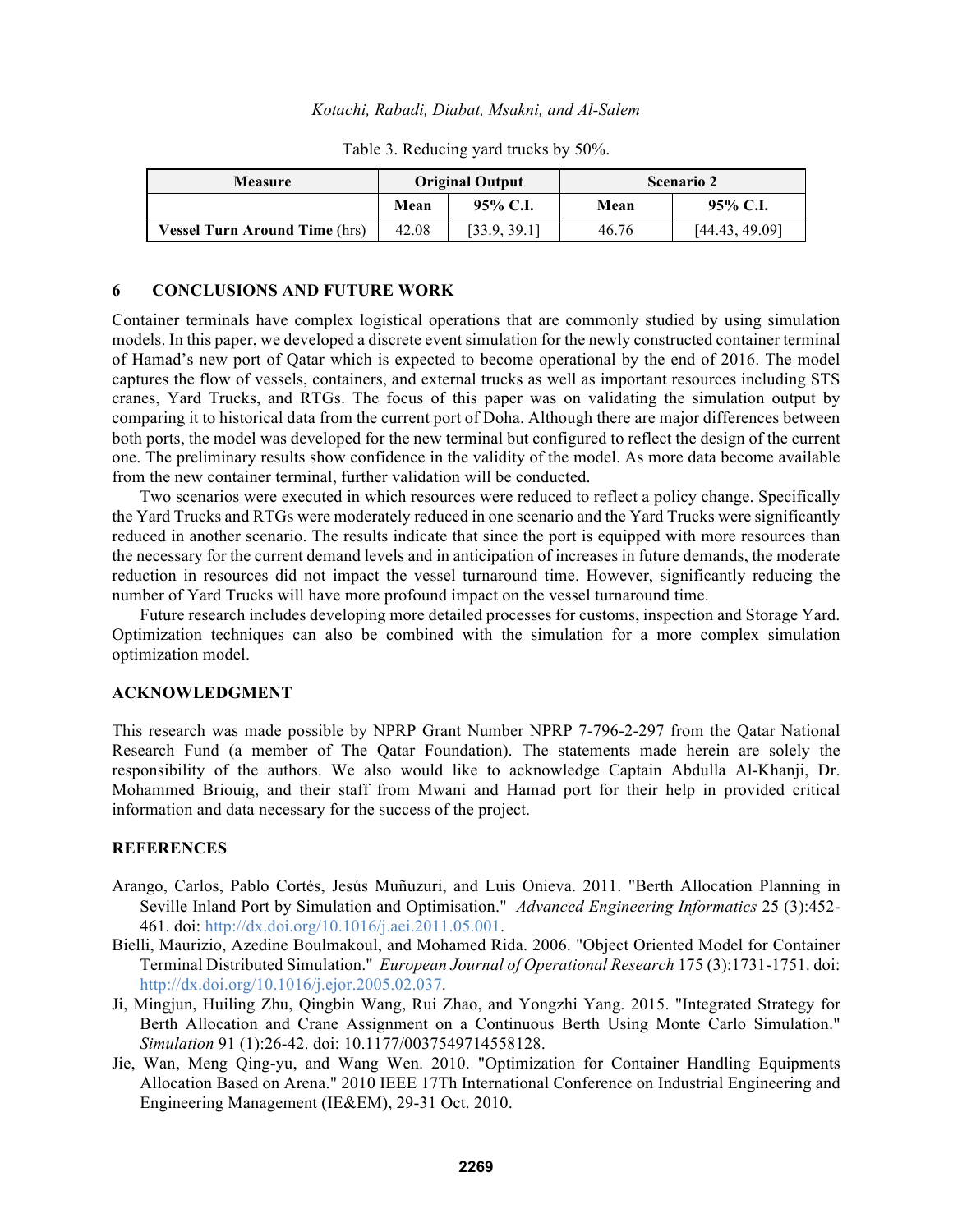Table 3. Reducing yard trucks by 50%.

| Measure | Original Output | | Scenario 2 | |
|---|---|---|---|---|
| | Mean | 95% C.I. | Mean | 95% C.I. |
| **Vessel Turn Around Time** (hrs) | 42.08 | [33.9, 39.1] | 46.76 | [44.43, 49.09] |

## 6 CONCLUSIONS AND FUTURE WORK

Container terminals have complex logistical operations that are commonly studied by using simulation models. In this paper, we developed a discrete event simulation for the newly constructed container terminal of Hamad's new port of Qatar which is expected to become operational by the end of 2016. The model captures the flow of vessels, containers, and external trucks as well as important resources including STS cranes, Yard Trucks, and RTGs. The focus of this paper was on validating the simulation output by comparing it to historical data from the current port of Doha. Although there are major differences between both ports, the model was developed for the new terminal but configured to reflect the design of the current one. The preliminary results show confidence in the validity of the model. As more data become available from the new container terminal, further validation will be conducted.

Two scenarios were executed in which resources were reduced to reflect a policy change. Specifically the Yard Trucks and RTGs were moderately reduced in one scenario and the Yard Trucks were significantly reduced in another scenario. The results indicate that since the port is equipped with more resources than the necessary for the current demand levels and in anticipation of increases in future demands, the moderate reduction in resources did not impact the vessel turnaround time. However, significantly reducing the number of Yard Trucks will have more profound impact on the vessel turnaround time.

Future research includes developing more detailed processes for customs, inspection and Storage Yard. Optimization techniques can also be combined with the simulation for a more complex simulation optimization model.

## ACKNOWLEDGMENT

This research was made possible by NPRP Grant Number NPRP 7-796-2-297 from the Qatar National Research Fund (a member of The Qatar Foundation). The statements made herein are solely the responsibility of the authors. We also would like to acknowledge Captain Abdulla Al-Khanji, Dr. Mohammed Briouig, and their staff from Mwani and Hamad port for their help in provided critical information and data necessary for the success of the project.

## REFERENCES

Arango, Carlos, Pablo Cortés, Jesús Muñuzuri, and Luis Onieva. 2011. "Berth Allocation Planning in Seville Inland Port by Simulation and Optimisation." *Advanced Engineering Informatics* 25 (3):452-461. doi: http://dx.doi.org/10.1016/j.aei.2011.05.001.

Bielli, Maurizio, Azedine Boulmakoul, and Mohamed Rida. 2006. "Object Oriented Model for Container Terminal Distributed Simulation." *European Journal of Operational Research* 175 (3):1731-1751. doi: http://dx.doi.org/10.1016/j.ejor.2005.02.037.

Ji, Mingjun, Huiling Zhu, Qingbin Wang, Rui Zhao, and Yongzhi Yang. 2015. "Integrated Strategy for Berth Allocation and Crane Assignment on a Continuous Berth Using Monte Carlo Simulation." *Simulation* 91 (1):26-42. doi: 10.1177/0037549714558128.

Jie, Wan, Meng Qing-yu, and Wang Wen. 2010. "Optimization for Container Handling Equipments Allocation Based on Arena." 2010 IEEE 17Th International Conference on Industrial Engineering and Engineering Management (IE&EM), 29-31 Oct. 2010.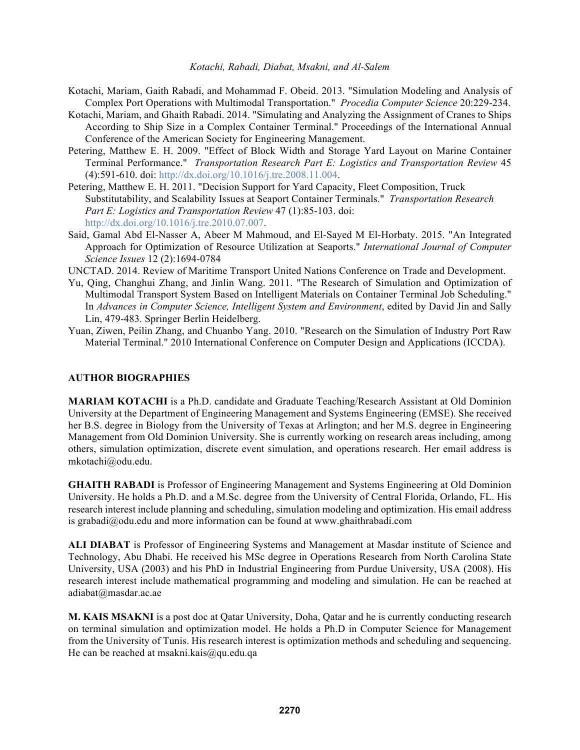Kotachi, Mariam, Gaith Rabadi, and Mohammad F. Obeid. 2013. "Simulation Modeling and Analysis of Complex Port Operations with Multimodal Transportation." *Procedia Computer Science* 20:229-234.

Kotachi, Mariam, and Ghaith Rabadi. 2014. "Simulating and Analyzing the Assignment of Cranes to Ships According to Ship Size in a Complex Container Terminal." Proceedings of the International Annual Conference of the American Society for Engineering Management.

Petering, Matthew E. H. 2009. "Effect of Block Width and Storage Yard Layout on Marine Container Terminal Performance." *Transportation Research Part E: Logistics and Transportation Review* 45 (4):591-610. doi: http://dx.doi.org/10.1016/j.tre.2008.11.004.

Petering, Matthew E. H. 2011. "Decision Support for Yard Capacity, Fleet Composition, Truck Substitutability, and Scalability Issues at Seaport Container Terminals." *Transportation Research Part E: Logistics and Transportation Review* 47 (1):85-103. doi: http://dx.doi.org/10.1016/j.tre.2010.07.007.

Said, Gamal Abd El-Nasser A, Abeer M Mahmoud, and El-Sayed M El-Horbaty. 2015. "An Integrated Approach for Optimization of Resource Utilization at Seaports." *International Journal of Computer Science Issues* 12 (2):1694-0784

UNCTAD. 2014. Review of Maritime Transport United Nations Conference on Trade and Development.

Yu, Qing, Changhui Zhang, and Jinlin Wang. 2011. "The Research of Simulation and Optimization of Multimodal Transport System Based on Intelligent Materials on Container Terminal Job Scheduling." In *Advances in Computer Science, Intelligent System and Environment*, edited by David Jin and Sally Lin, 479-483. Springer Berlin Heidelberg.

Yuan, Ziwen, Peilin Zhang, and Chuanbo Yang. 2010. "Research on the Simulation of Industry Port Raw Material Terminal." 2010 International Conference on Computer Design and Applications (ICCDA).

## AUTHOR BIOGRAPHIES

**MARIAM KOTACHI** is a Ph.D. candidate and Graduate Teaching/Research Assistant at Old Dominion University at the Department of Engineering Management and Systems Engineering (EMSE). She received her B.S. degree in Biology from the University of Texas at Arlington; and her M.S. degree in Engineering Management from Old Dominion University. She is currently working on research areas including, among others, simulation optimization, discrete event simulation, and operations research. Her email address is mkotachi@odu.edu.

**GHAITH RABADI** is Professor of Engineering Management and Systems Engineering at Old Dominion University. He holds a Ph.D. and a M.Sc. degree from the University of Central Florida, Orlando, FL. His research interest include planning and scheduling, simulation modeling and optimization. His email address is grabadi@odu.edu and more information can be found at www.ghaithrabadi.com

**ALI DIABAT** is Professor of Engineering Systems and Management at Masdar institute of Science and Technology, Abu Dhabi. He received his MSc degree in Operations Research from North Carolina State University, USA (2003) and his PhD in Industrial Engineering from Purdue University, USA (2008). His research interest include mathematical programming and modeling and simulation. He can be reached at adiabat@masdar.ac.ae

**M. KAIS MSAKNI** is a post doc at Qatar University, Doha, Qatar and he is currently conducting research on terminal simulation and optimization model. He holds a Ph.D in Computer Science for Management from the University of Tunis. His research interest is optimization methods and scheduling and sequencing. He can be reached at msakni.kais@qu.edu.qa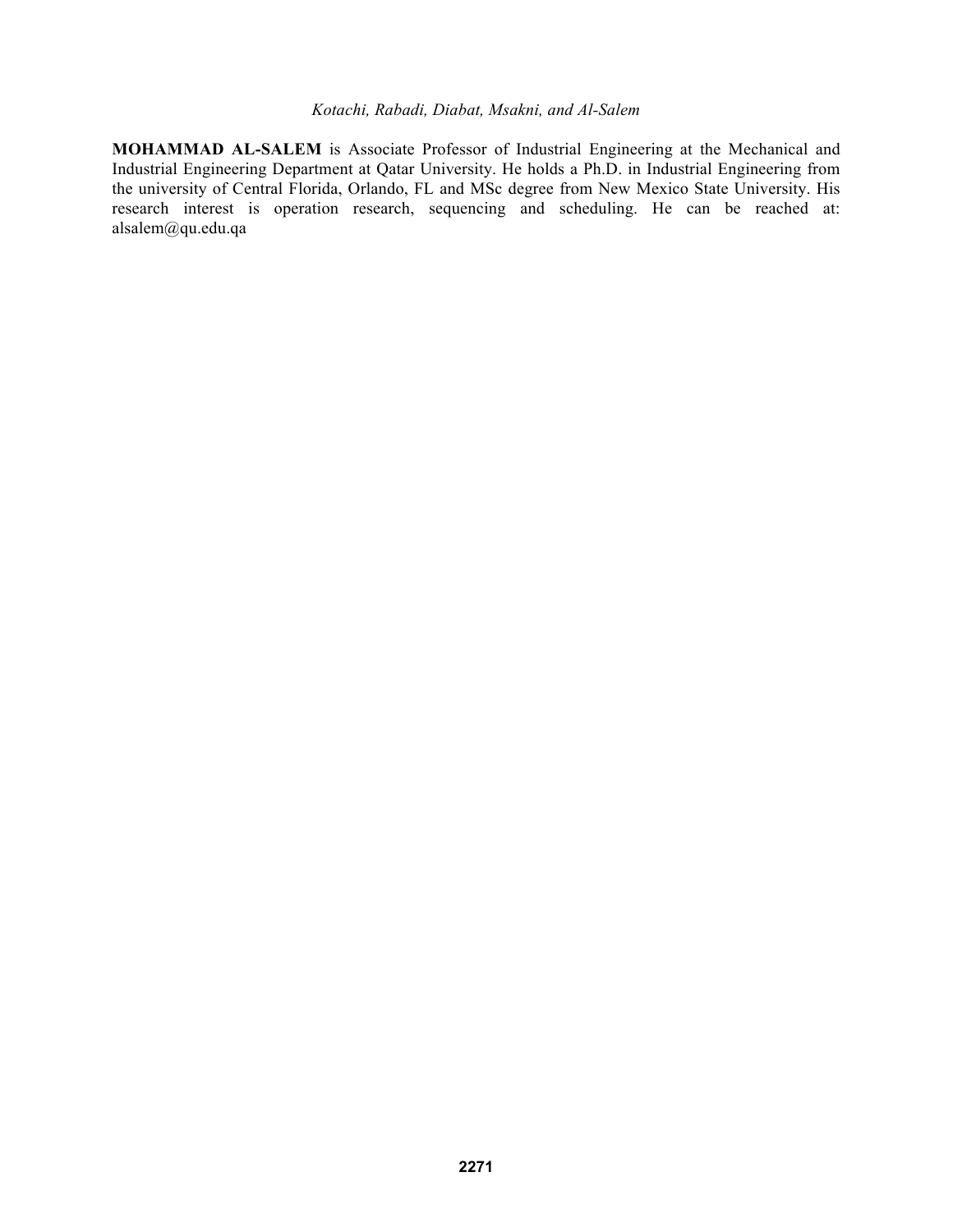**MOHAMMAD AL-SALEM** is Associate Professor of Industrial Engineering at the Mechanical and Industrial Engineering Department at Qatar University. He holds a Ph.D. in Industrial Engineering from the university of Central Florida, Orlando, FL and MSc degree from New Mexico State University. His research interest is operation research, sequencing and scheduling. He can be reached at: alsalem@qu.edu.qa